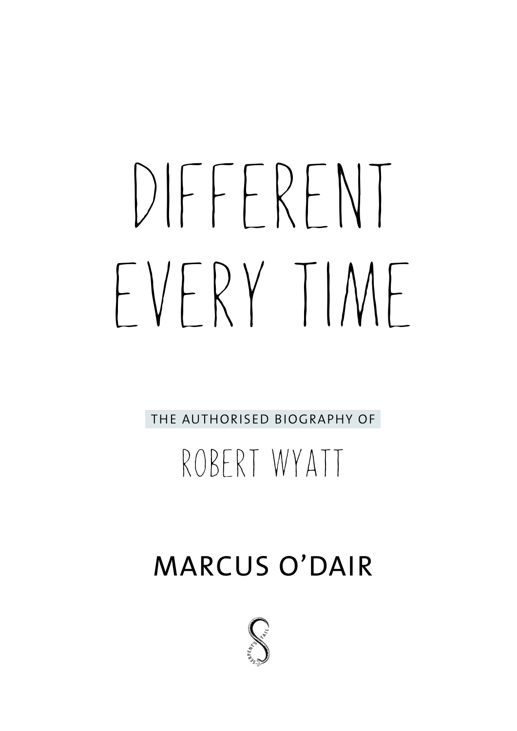# DIFFERENT EVERY TIME

THE AUTHORISED BIOGRAPHY OF

## ROBERT WYATT

MARCUS O'DAIR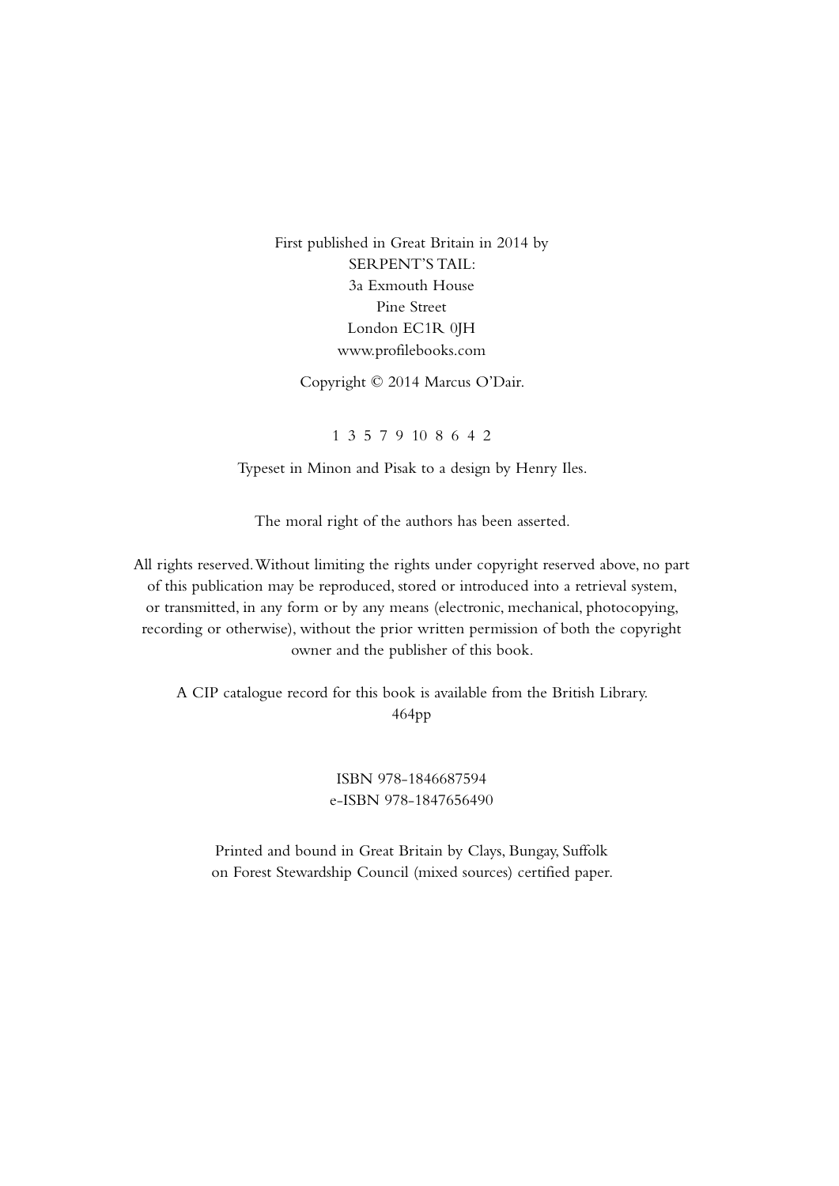First published in Great Britain in 2014 by
SERPENT'S TAIL:
3a Exmouth House
Pine Street
London EC1R 0JH
www.profilebooks.com

Copyright © 2014 Marcus O'Dair.

1 3 5 7 9 10 8 6 4 2

Typeset in Minon and Pisak to a design by Henry Iles.

The moral right of the authors has been asserted.

All rights reserved. Without limiting the rights under copyright reserved above, no part of this publication may be reproduced, stored or introduced into a retrieval system, or transmitted, in any form or by any means (electronic, mechanical, photocopying, recording or otherwise), without the prior written permission of both the copyright owner and the publisher of this book.

A CIP catalogue record for this book is available from the British Library.
464pp

ISBN 978-1846687594
e-ISBN 978-1847656490

Printed and bound in Great Britain by Clays, Bungay, Suffolk
on Forest Stewardship Council (mixed sources) certified paper.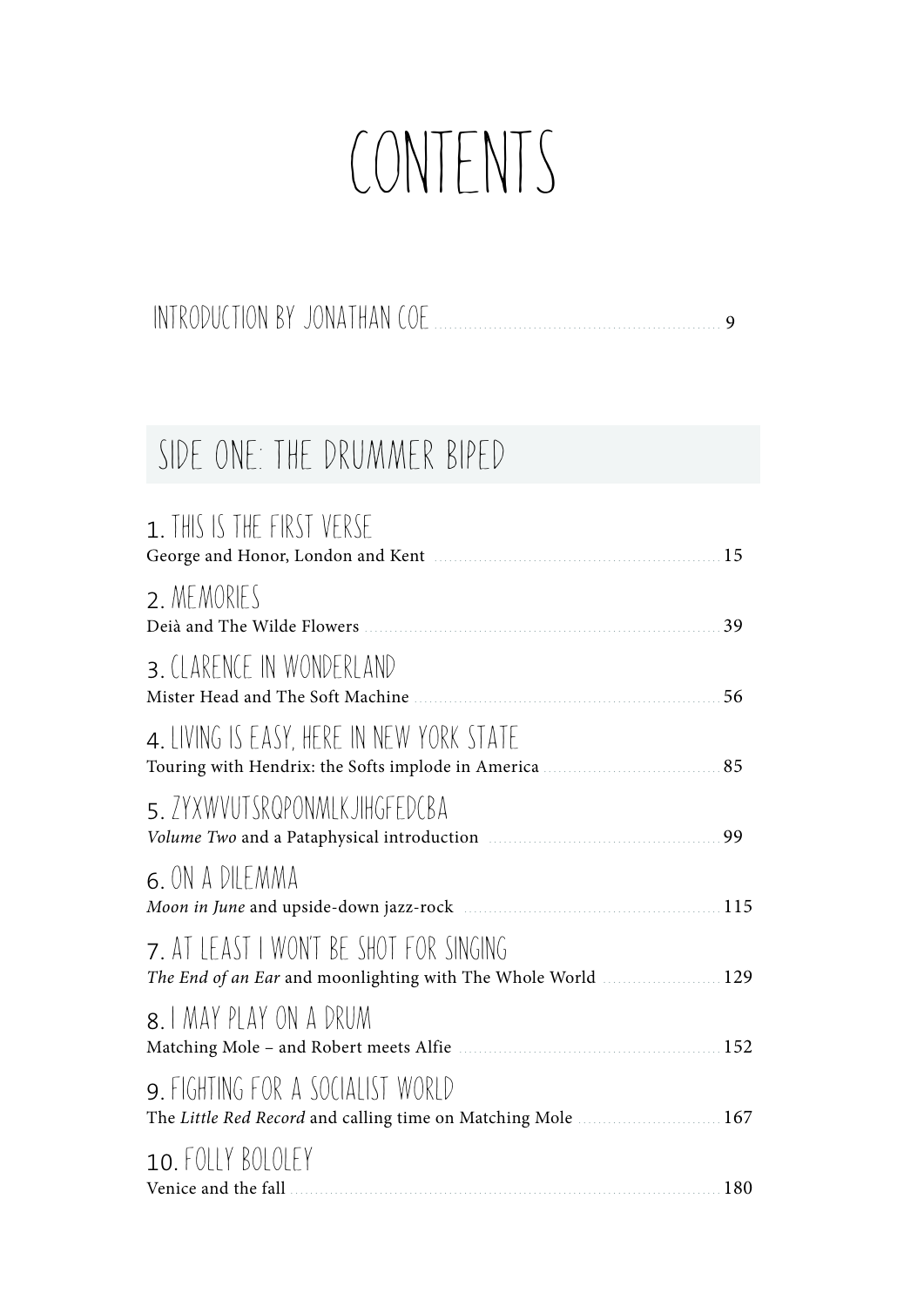# CONTENTS

INTRODUCTION BY JONATHAN COE ........ 9

## SIDE ONE: THE DRUMMER BIPED

### 1. THIS IS THE FIRST VERSE
George and Honor, London and Kent ........ 15

### 2. MEMORIES
Deià and The Wilde Flowers ........ 39

### 3. CLARENCE IN WONDERLAND
Mister Head and The Soft Machine ........ 56

### 4. LIVING IS EASY, HERE IN NEW YORK STATE
Touring with Hendrix: the Softs implode in America ........ 85

### 5. ZYXWVUTSRQPONMLKJIHGFEDCBA
*Volume Two* and a Pataphysical introduction ........ 99

### 6. ON A DILEMMA
*Moon in June* and upside-down jazz-rock ........ 115

### 7. AT LEAST I WON'T BE SHOT FOR SINGING
*The End of an Ear* and moonlighting with The Whole World ........ 129

### 8. I MAY PLAY ON A DRUM
Matching Mole – and Robert meets Alfie ........ 152

### 9. FIGHTING FOR A SOCIALIST WORLD
The *Little Red Record* and calling time on Matching Mole ........ 167

### 10. FOLLY BOLOLEY
Venice and the fall ........ 180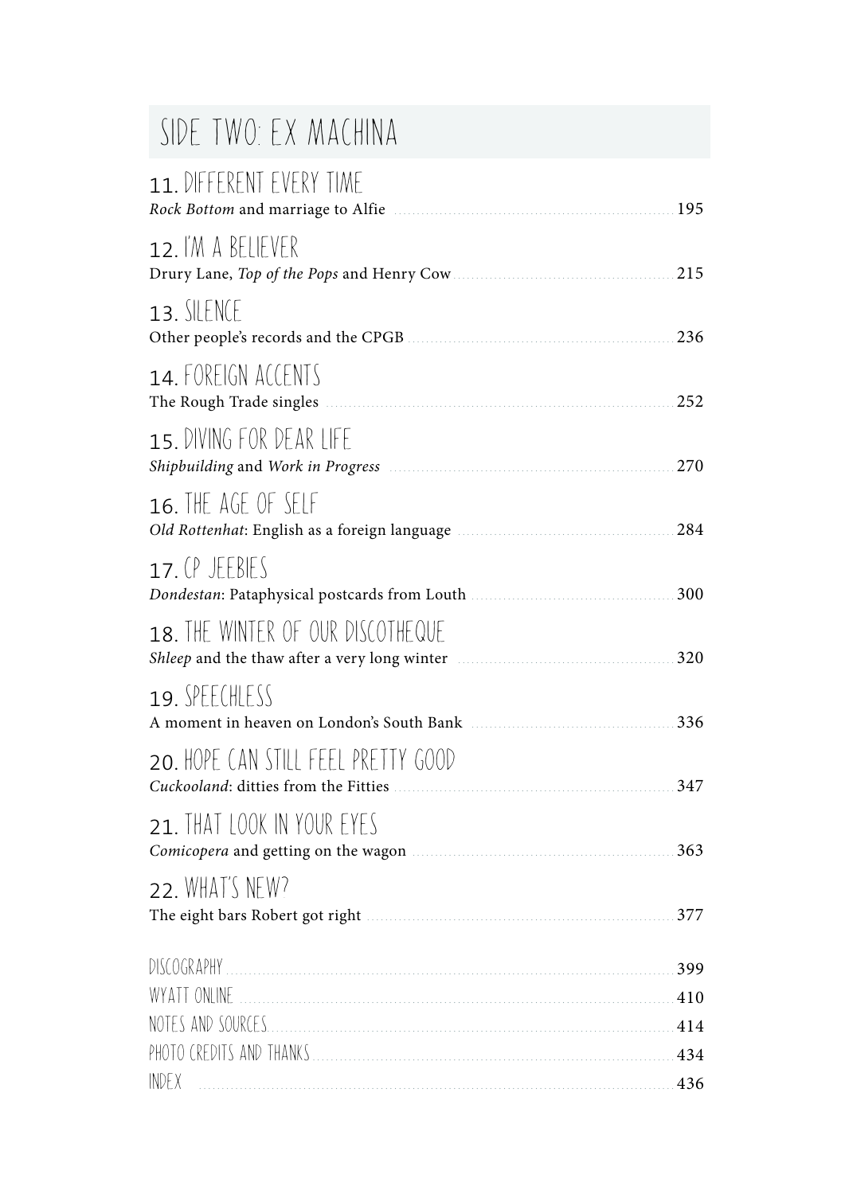## SIDE TWO: EX MACHINA

### 11. DIFFERENT EVERY TIME
*Rock Bottom* and marriage to Alfie ........ 195

### 12. I'M A BELIEVER
Drury Lane, *Top of the Pops* and Henry Cow ........ 215

### 13. SILENCE
Other people's records and the CPGB ........ 236

### 14. FOREIGN ACCENTS
The Rough Trade singles ........ 252

### 15. DIVING FOR DEAR LIFE
*Shipbuilding* and *Work in Progress* ........ 270

### 16. THE AGE OF SELF
*Old Rottenhat*: English as a foreign language ........ 284

### 17. CP JEEBIES
*Dondestan*: Pataphysical postcards from Louth ........ 300

### 18. THE WINTER OF OUR DISCOTHEQUE
*Shleep* and the thaw after a very long winter ........ 320

### 19. SPEECHLESS
A moment in heaven on London's South Bank ........ 336

### 20. HOPE CAN STILL FEEL PRETTY GOOD
*Cuckooland*: ditties from the Fitties ........ 347

### 21. THAT LOOK IN YOUR EYES
*Comicopera* and getting on the wagon ........ 363

### 22. WHAT'S NEW?
The eight bars Robert got right ........ 377

DISCOGRAPHY ........ 399

WYATT ONLINE ........ 410

NOTES AND SOURCES ........ 414

PHOTO CREDITS AND THANKS ........ 434

INDEX ........ 436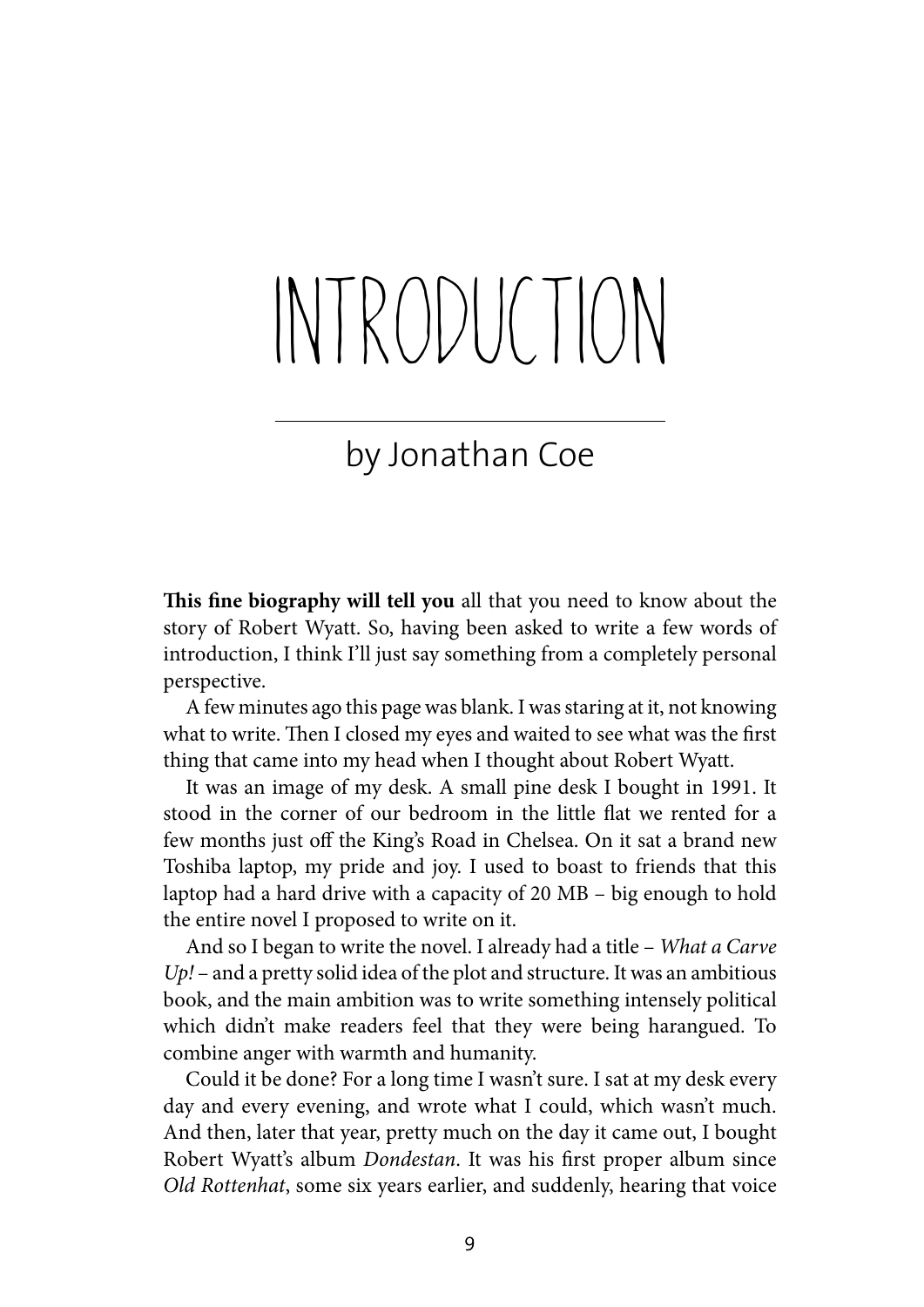# INTRODUCTION

## by Jonathan Coe

**This fine biography will tell you** all that you need to know about the story of Robert Wyatt. So, having been asked to write a few words of introduction, I think I'll just say something from a completely personal perspective.

A few minutes ago this page was blank. I was staring at it, not knowing what to write. Then I closed my eyes and waited to see what was the first thing that came into my head when I thought about Robert Wyatt.

It was an image of my desk. A small pine desk I bought in 1991. It stood in the corner of our bedroom in the little flat we rented for a few months just off the King's Road in Chelsea. On it sat a brand new Toshiba laptop, my pride and joy. I used to boast to friends that this laptop had a hard drive with a capacity of 20 MB – big enough to hold the entire novel I proposed to write on it.

And so I began to write the novel. I already had a title – *What a Carve Up!* – and a pretty solid idea of the plot and structure. It was an ambitious book, and the main ambition was to write something intensely political which didn't make readers feel that they were being harangued. To combine anger with warmth and humanity.

Could it be done? For a long time I wasn't sure. I sat at my desk every day and every evening, and wrote what I could, which wasn't much. And then, later that year, pretty much on the day it came out, I bought Robert Wyatt's album *Dondestan*. It was his first proper album since *Old Rottenhat*, some six years earlier, and suddenly, hearing that voice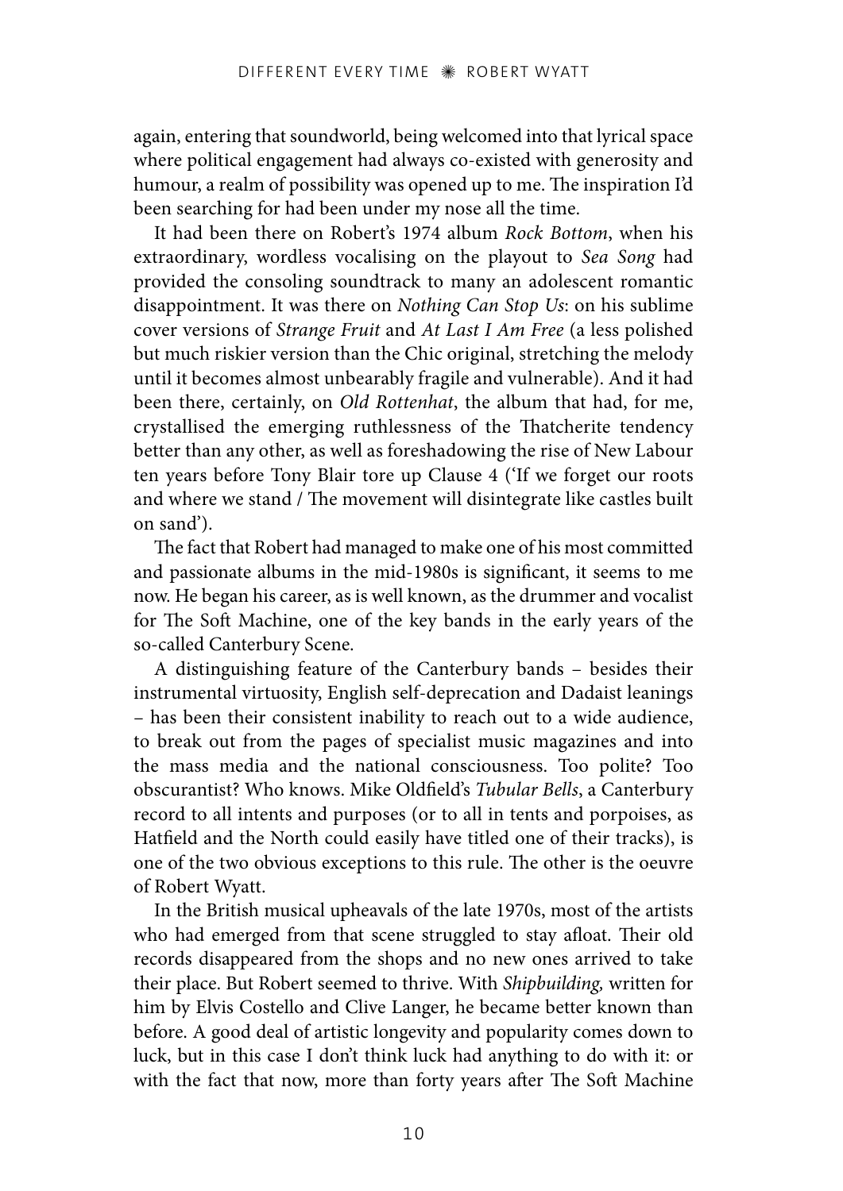again, entering that soundworld, being welcomed into that lyrical space where political engagement had always co-existed with generosity and humour, a realm of possibility was opened up to me. The inspiration I'd been searching for had been under my nose all the time.

It had been there on Robert's 1974 album *Rock Bottom*, when his extraordinary, wordless vocalising on the playout to *Sea Song* had provided the consoling soundtrack to many an adolescent romantic disappointment. It was there on *Nothing Can Stop Us*: on his sublime cover versions of *Strange Fruit* and *At Last I Am Free* (a less polished but much riskier version than the Chic original, stretching the melody until it becomes almost unbearably fragile and vulnerable). And it had been there, certainly, on *Old Rottenhat*, the album that had, for me, crystallised the emerging ruthlessness of the Thatcherite tendency better than any other, as well as foreshadowing the rise of New Labour ten years before Tony Blair tore up Clause 4 ('If we forget our roots and where we stand / The movement will disintegrate like castles built on sand').

The fact that Robert had managed to make one of his most committed and passionate albums in the mid-1980s is significant, it seems to me now. He began his career, as is well known, as the drummer and vocalist for The Soft Machine, one of the key bands in the early years of the so-called Canterbury Scene.

A distinguishing feature of the Canterbury bands – besides their instrumental virtuosity, English self-deprecation and Dadaist leanings – has been their consistent inability to reach out to a wide audience, to break out from the pages of specialist music magazines and into the mass media and the national consciousness. Too polite? Too obscurantist? Who knows. Mike Oldfield's *Tubular Bells*, a Canterbury record to all intents and purposes (or to all in tents and porpoises, as Hatfield and the North could easily have titled one of their tracks), is one of the two obvious exceptions to this rule. The other is the oeuvre of Robert Wyatt.

In the British musical upheavals of the late 1970s, most of the artists who had emerged from that scene struggled to stay afloat. Their old records disappeared from the shops and no new ones arrived to take their place. But Robert seemed to thrive. With *Shipbuilding,* written for him by Elvis Costello and Clive Langer, he became better known than before. A good deal of artistic longevity and popularity comes down to luck, but in this case I don't think luck had anything to do with it: or with the fact that now, more than forty years after The Soft Machine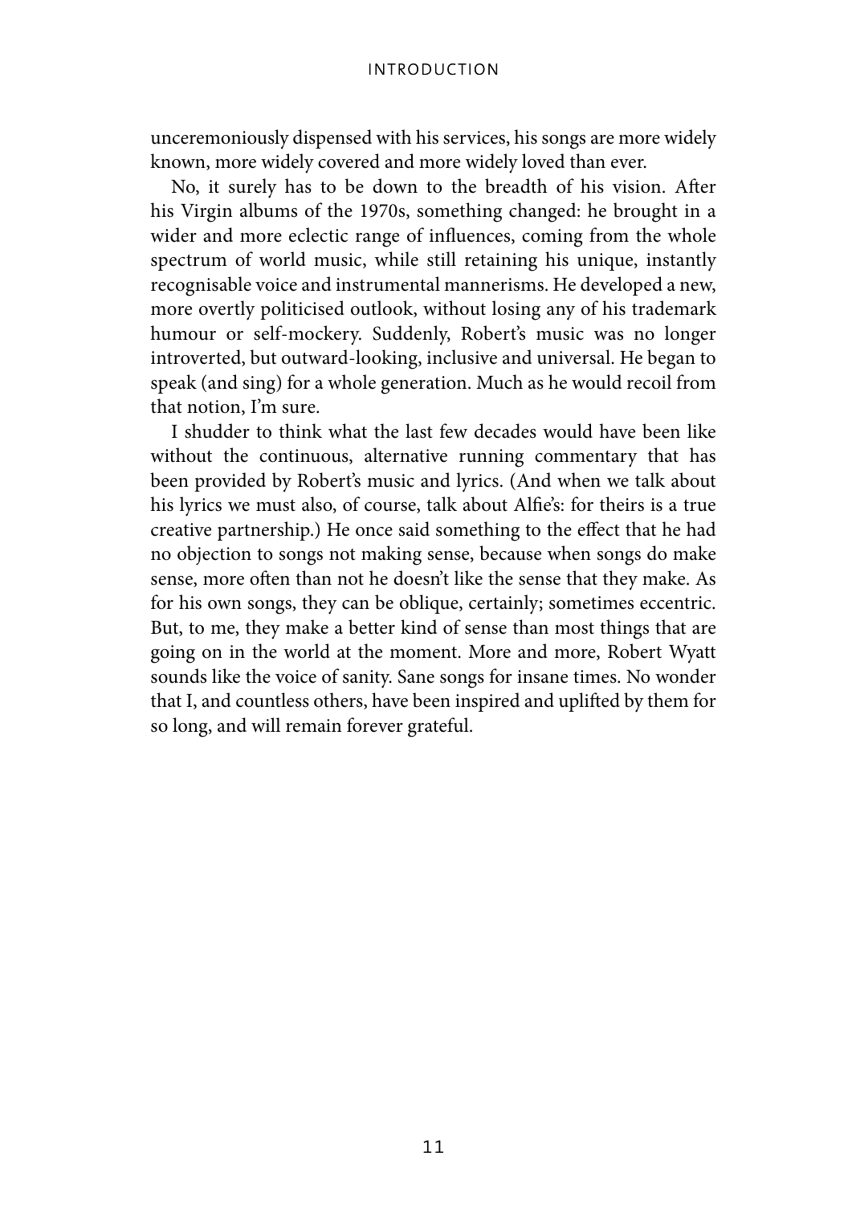unceremoniously dispensed with his services, his songs are more widely known, more widely covered and more widely loved than ever.

No, it surely has to be down to the breadth of his vision. After his Virgin albums of the 1970s, something changed: he brought in a wider and more eclectic range of influences, coming from the whole spectrum of world music, while still retaining his unique, instantly recognisable voice and instrumental mannerisms. He developed a new, more overtly politicised outlook, without losing any of his trademark humour or self-mockery. Suddenly, Robert's music was no longer introverted, but outward-looking, inclusive and universal. He began to speak (and sing) for a whole generation. Much as he would recoil from that notion, I'm sure.

I shudder to think what the last few decades would have been like without the continuous, alternative running commentary that has been provided by Robert's music and lyrics. (And when we talk about his lyrics we must also, of course, talk about Alfie's: for theirs is a true creative partnership.) He once said something to the effect that he had no objection to songs not making sense, because when songs do make sense, more often than not he doesn't like the sense that they make. As for his own songs, they can be oblique, certainly; sometimes eccentric. But, to me, they make a better kind of sense than most things that are going on in the world at the moment. More and more, Robert Wyatt sounds like the voice of sanity. Sane songs for insane times. No wonder that I, and countless others, have been inspired and uplifted by them for so long, and will remain forever grateful.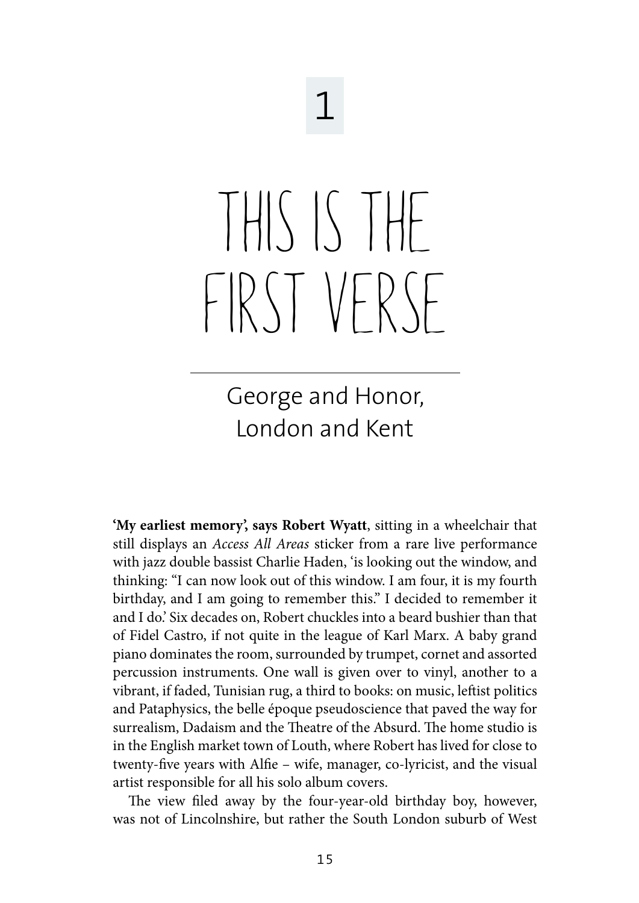# 1

# THIS IS THE FIRST VERSE

## George and Honor, London and Kent

**'My earliest memory', says Robert Wyatt**, sitting in a wheelchair that still displays an *Access All Areas* sticker from a rare live performance with jazz double bassist Charlie Haden, 'is looking out the window, and thinking: "I can now look out of this window. I am four, it is my fourth birthday, and I am going to remember this." I decided to remember it and I do.' Six decades on, Robert chuckles into a beard bushier than that of Fidel Castro, if not quite in the league of Karl Marx. A baby grand piano dominates the room, surrounded by trumpet, cornet and assorted percussion instruments. One wall is given over to vinyl, another to a vibrant, if faded, Tunisian rug, a third to books: on music, leftist politics and Pataphysics, the belle époque pseudoscience that paved the way for surrealism, Dadaism and the Theatre of the Absurd. The home studio is in the English market town of Louth, where Robert has lived for close to twenty-five years with Alfie – wife, manager, co-lyricist, and the visual artist responsible for all his solo album covers.

The view filed away by the four-year-old birthday boy, however, was not of Lincolnshire, but rather the South London suburb of West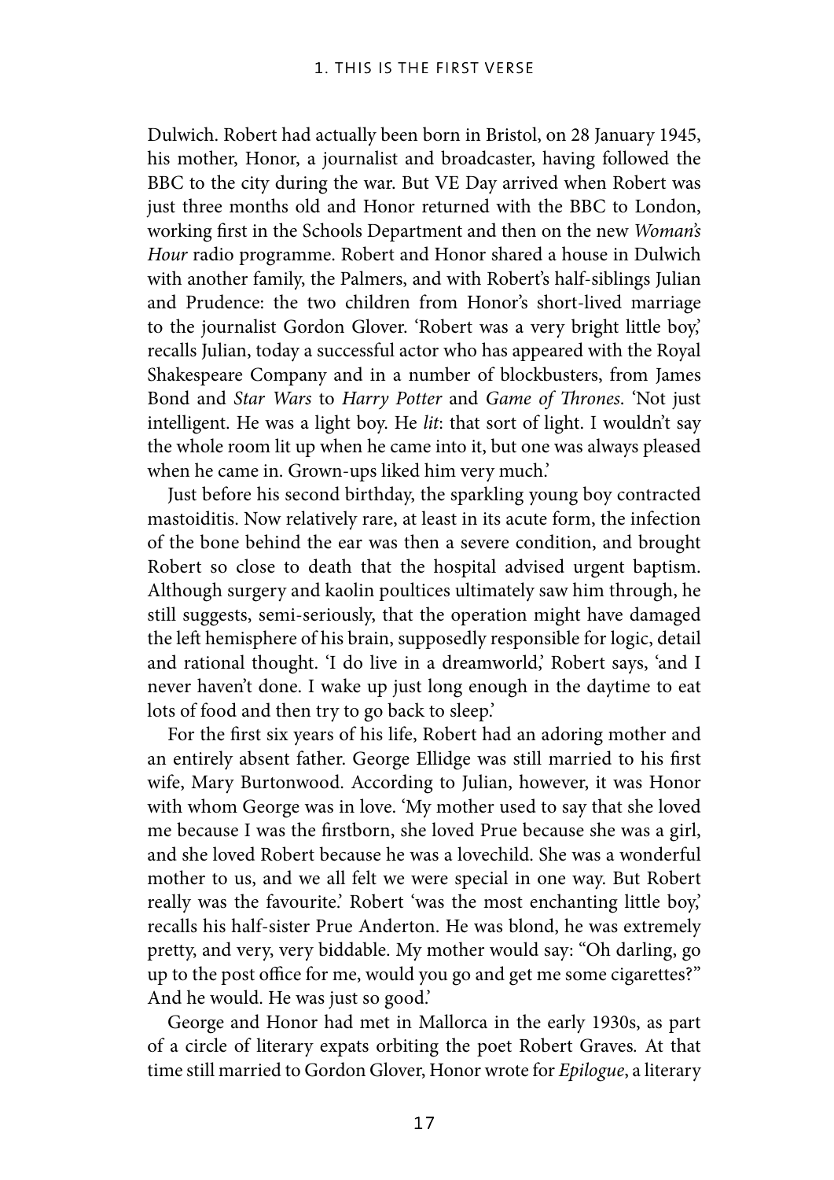Dulwich. Robert had actually been born in Bristol, on 28 January 1945, his mother, Honor, a journalist and broadcaster, having followed the BBC to the city during the war. But VE Day arrived when Robert was just three months old and Honor returned with the BBC to London, working first in the Schools Department and then on the new *Woman's Hour* radio programme. Robert and Honor shared a house in Dulwich with another family, the Palmers, and with Robert's half-siblings Julian and Prudence: the two children from Honor's short-lived marriage to the journalist Gordon Glover. 'Robert was a very bright little boy,' recalls Julian, today a successful actor who has appeared with the Royal Shakespeare Company and in a number of blockbusters, from James Bond and *Star Wars* to *Harry Potter* and *Game of Thrones*. 'Not just intelligent. He was a light boy. He *lit*: that sort of light. I wouldn't say the whole room lit up when he came into it, but one was always pleased when he came in. Grown-ups liked him very much.'

Just before his second birthday, the sparkling young boy contracted mastoiditis. Now relatively rare, at least in its acute form, the infection of the bone behind the ear was then a severe condition, and brought Robert so close to death that the hospital advised urgent baptism. Although surgery and kaolin poultices ultimately saw him through, he still suggests, semi-seriously, that the operation might have damaged the left hemisphere of his brain, supposedly responsible for logic, detail and rational thought. 'I do live in a dreamworld,' Robert says, 'and I never haven't done. I wake up just long enough in the daytime to eat lots of food and then try to go back to sleep.'

For the first six years of his life, Robert had an adoring mother and an entirely absent father. George Ellidge was still married to his first wife, Mary Burtonwood. According to Julian, however, it was Honor with whom George was in love. 'My mother used to say that she loved me because I was the firstborn, she loved Prue because she was a girl, and she loved Robert because he was a lovechild. She was a wonderful mother to us, and we all felt we were special in one way. But Robert really was the favourite.' Robert 'was the most enchanting little boy,' recalls his half-sister Prue Anderton. He was blond, he was extremely pretty, and very, very biddable. My mother would say: "Oh darling, go up to the post office for me, would you go and get me some cigarettes?" And he would. He was just so good.'

George and Honor had met in Mallorca in the early 1930s, as part of a circle of literary expats orbiting the poet Robert Graves. At that time still married to Gordon Glover, Honor wrote for *Epilogue*, a literary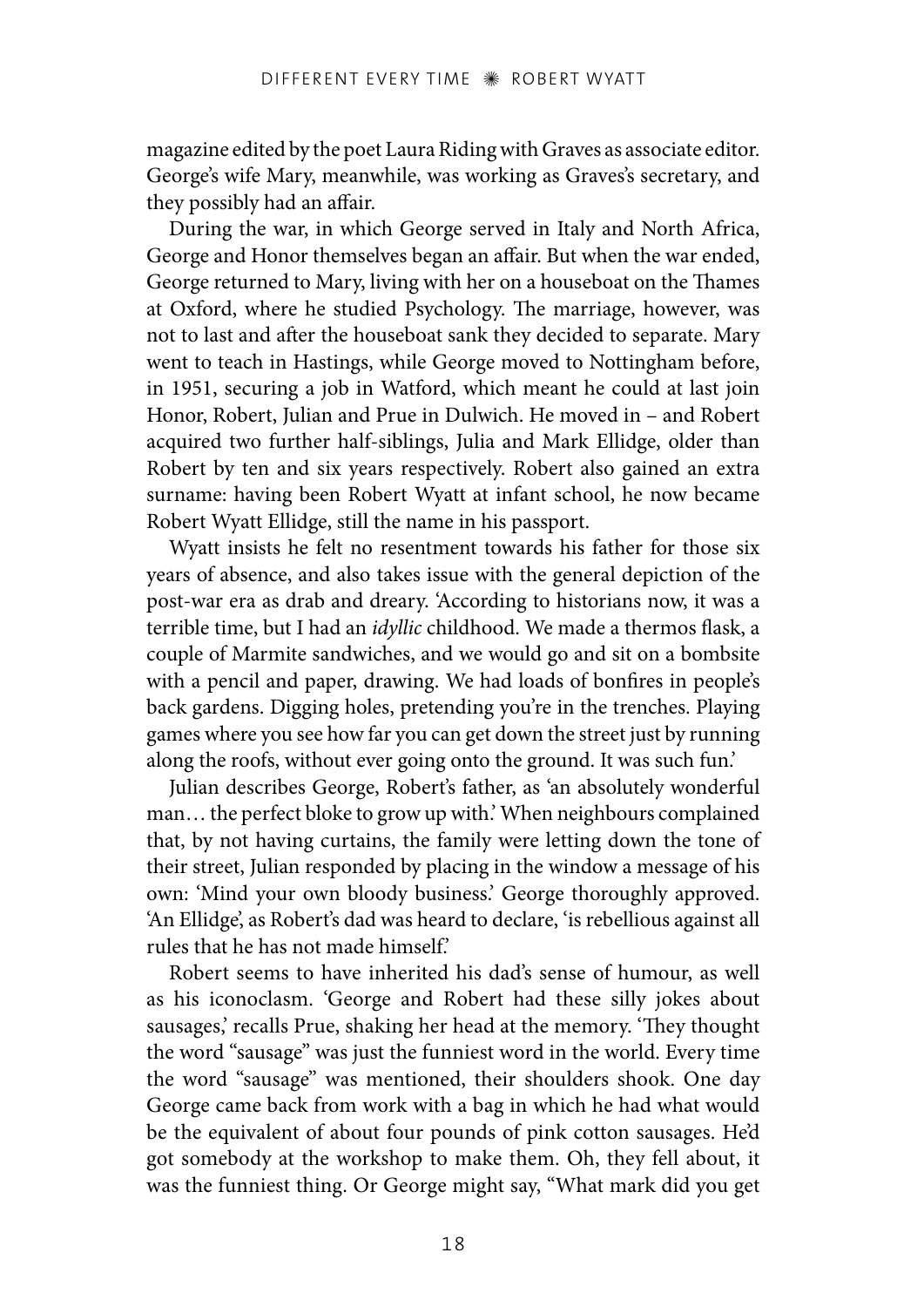magazine edited by the poet Laura Riding with Graves as associate editor. George's wife Mary, meanwhile, was working as Graves's secretary, and they possibly had an affair.

During the war, in which George served in Italy and North Africa, George and Honor themselves began an affair. But when the war ended, George returned to Mary, living with her on a houseboat on the Thames at Oxford, where he studied Psychology. The marriage, however, was not to last and after the houseboat sank they decided to separate. Mary went to teach in Hastings, while George moved to Nottingham before, in 1951, securing a job in Watford, which meant he could at last join Honor, Robert, Julian and Prue in Dulwich. He moved in – and Robert acquired two further half-siblings, Julia and Mark Ellidge, older than Robert by ten and six years respectively. Robert also gained an extra surname: having been Robert Wyatt at infant school, he now became Robert Wyatt Ellidge, still the name in his passport.

Wyatt insists he felt no resentment towards his father for those six years of absence, and also takes issue with the general depiction of the post-war era as drab and dreary. 'According to historians now, it was a terrible time, but I had an *idyllic* childhood. We made a thermos flask, a couple of Marmite sandwiches, and we would go and sit on a bombsite with a pencil and paper, drawing. We had loads of bonfires in people's back gardens. Digging holes, pretending you're in the trenches. Playing games where you see how far you can get down the street just by running along the roofs, without ever going onto the ground. It was such fun.'

Julian describes George, Robert's father, as 'an absolutely wonderful man… the perfect bloke to grow up with.' When neighbours complained that, by not having curtains, the family were letting down the tone of their street, Julian responded by placing in the window a message of his own: 'Mind your own bloody business.' George thoroughly approved. 'An Ellidge', as Robert's dad was heard to declare, 'is rebellious against all rules that he has not made himself.'

Robert seems to have inherited his dad's sense of humour, as well as his iconoclasm. 'George and Robert had these silly jokes about sausages,' recalls Prue, shaking her head at the memory. 'They thought the word "sausage" was just the funniest word in the world. Every time the word "sausage" was mentioned, their shoulders shook. One day George came back from work with a bag in which he had what would be the equivalent of about four pounds of pink cotton sausages. He'd got somebody at the workshop to make them. Oh, they fell about, it was the funniest thing. Or George might say, "What mark did you get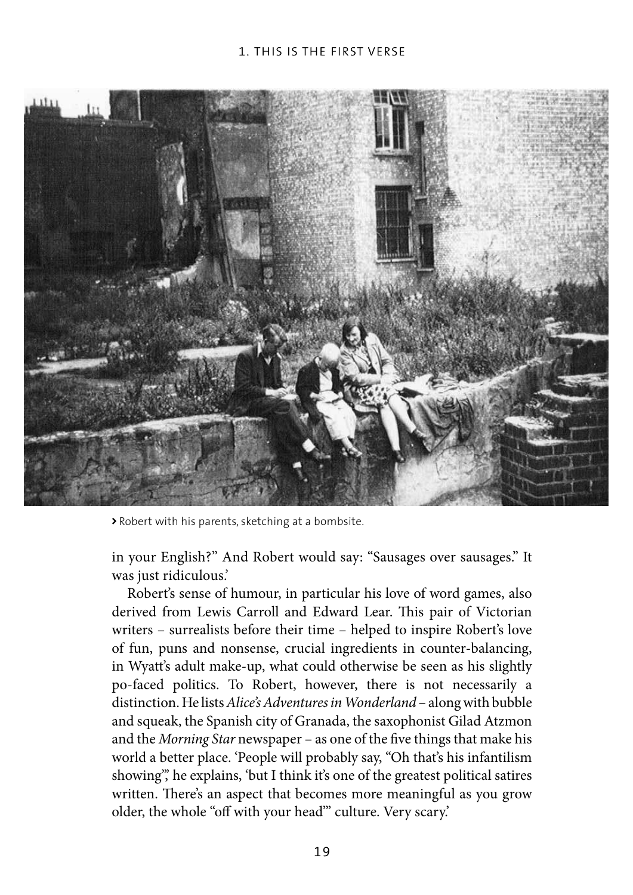> Robert with his parents, sketching at a bombsite.

in your English?" And Robert would say: "Sausages over sausages." It was just ridiculous.'

Robert's sense of humour, in particular his love of word games, also derived from Lewis Carroll and Edward Lear. This pair of Victorian writers – surrealists before their time – helped to inspire Robert's love of fun, puns and nonsense, crucial ingredients in counter-balancing, in Wyatt's adult make-up, what could otherwise be seen as his slightly po-faced politics. To Robert, however, there is not necessarily a distinction. He lists *Alice's Adventures in Wonderland* – along with bubble and squeak, the Spanish city of Granada, the saxophonist Gilad Atzmon and the *Morning Star* newspaper – as one of the five things that make his world a better place. 'People will probably say, "Oh that's his infantilism showing", he explains, 'but I think it's one of the greatest political satires written. There's an aspect that becomes more meaningful as you grow older, the whole "off with your head"' culture. Very scary.'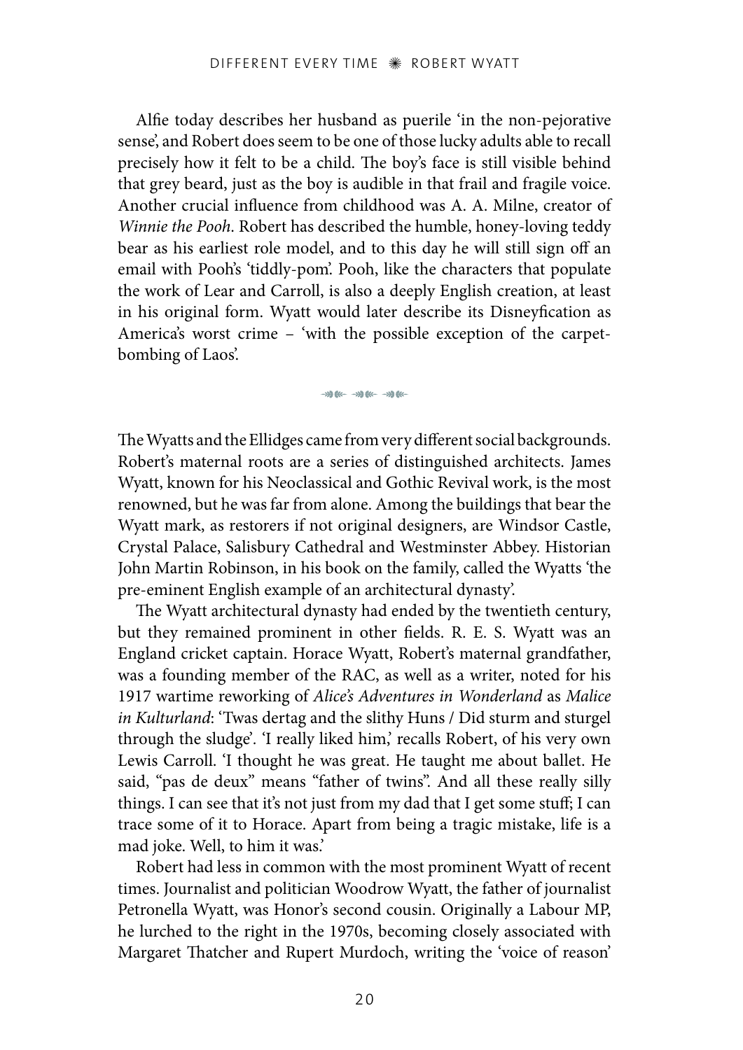Alfie today describes her husband as puerile 'in the non-pejorative sense', and Robert does seem to be one of those lucky adults able to recall precisely how it felt to be a child. The boy's face is still visible behind that grey beard, just as the boy is audible in that frail and fragile voice. Another crucial influence from childhood was A. A. Milne, creator of *Winnie the Pooh*. Robert has described the humble, honey-loving teddy bear as his earliest role model, and to this day he will still sign off an email with Pooh's 'tiddly-pom'. Pooh, like the characters that populate the work of Lear and Carroll, is also a deeply English creation, at least in his original form. Wyatt would later describe its Disneyfication as America's worst crime – 'with the possible exception of the carpet-bombing of Laos'.

The Wyatts and the Ellidges came from very different social backgrounds. Robert's maternal roots are a series of distinguished architects. James Wyatt, known for his Neoclassical and Gothic Revival work, is the most renowned, but he was far from alone. Among the buildings that bear the Wyatt mark, as restorers if not original designers, are Windsor Castle, Crystal Palace, Salisbury Cathedral and Westminster Abbey. Historian John Martin Robinson, in his book on the family, called the Wyatts 'the pre-eminent English example of an architectural dynasty'.

The Wyatt architectural dynasty had ended by the twentieth century, but they remained prominent in other fields. R. E. S. Wyatt was an England cricket captain. Horace Wyatt, Robert's maternal grandfather, was a founding member of the RAC, as well as a writer, noted for his 1917 wartime reworking of *Alice's Adventures in Wonderland* as *Malice in Kulturland*: 'Twas dertag and the slithy Huns / Did sturm and sturgel through the sludge'. 'I really liked him,' recalls Robert, of his very own Lewis Carroll. 'I thought he was great. He taught me about ballet. He said, "pas de deux" means "father of twins". And all these really silly things. I can see that it's not just from my dad that I get some stuff; I can trace some of it to Horace. Apart from being a tragic mistake, life is a mad joke. Well, to him it was.'

Robert had less in common with the most prominent Wyatt of recent times. Journalist and politician Woodrow Wyatt, the father of journalist Petronella Wyatt, was Honor's second cousin. Originally a Labour MP, he lurched to the right in the 1970s, becoming closely associated with Margaret Thatcher and Rupert Murdoch, writing the 'voice of reason'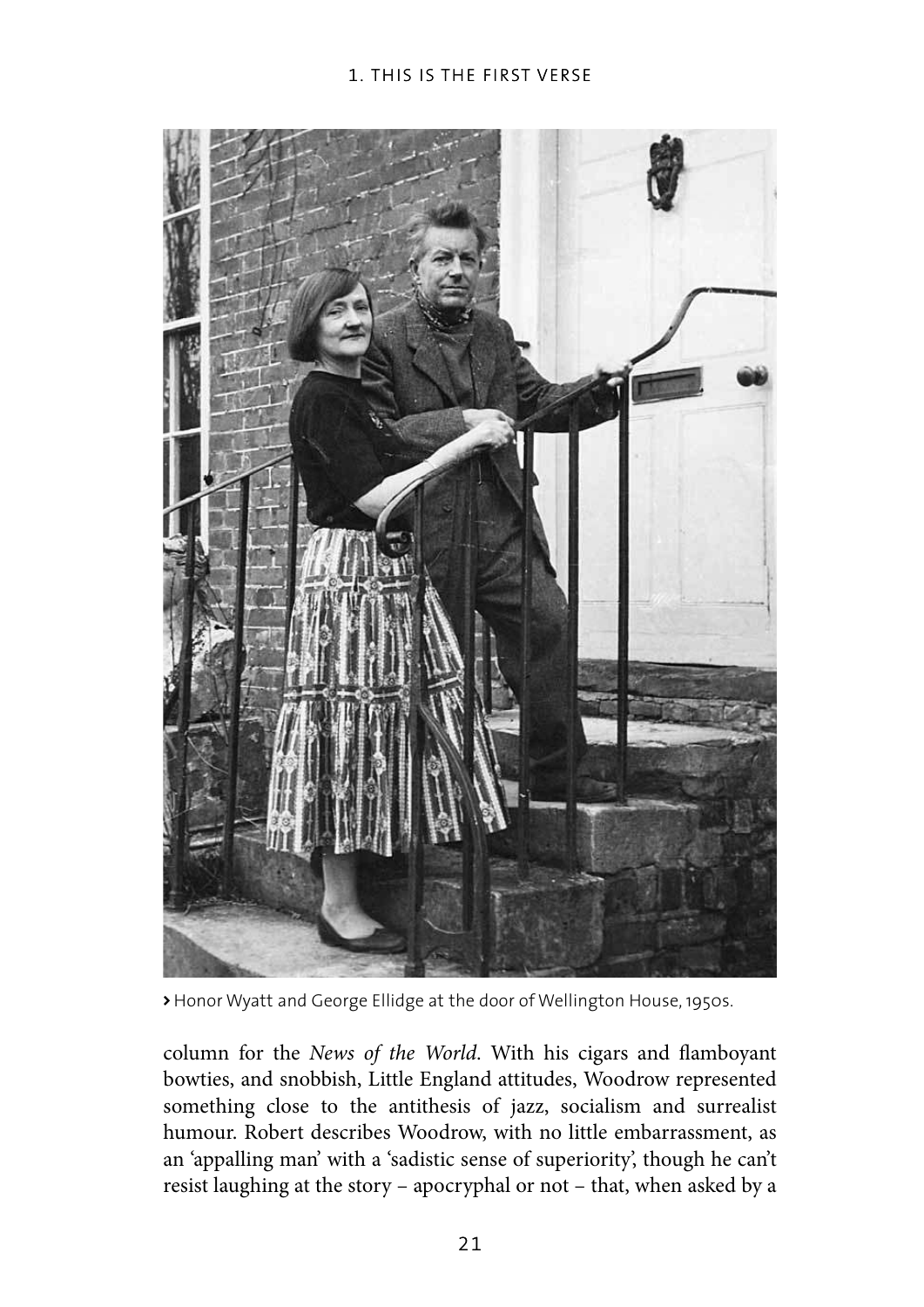› Honor Wyatt and George Ellidge at the door of Wellington House, 1950s.

column for the *News of the World*. With his cigars and flamboyant bowties, and snobbish, Little England attitudes, Woodrow represented something close to the antithesis of jazz, socialism and surrealist humour. Robert describes Woodrow, with no little embarrassment, as an 'appalling man' with a 'sadistic sense of superiority', though he can't resist laughing at the story – apocryphal or not – that, when asked by a